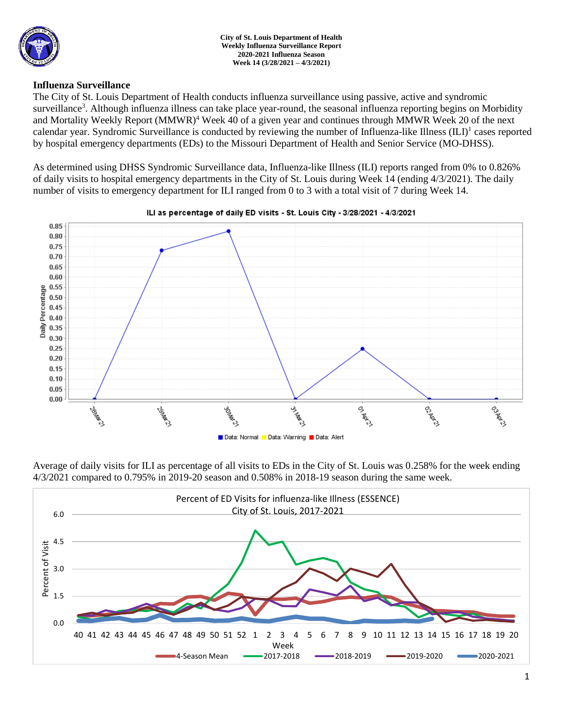**City of St. Louis Department of Health**
**Weekly Influenza Surveillance Report**
**2020-2021 Influenza Season**
**Week 14 (3/28/2021 – 4/3/2021)**

## Influenza Surveillance

The City of St. Louis Department of Health conducts influenza surveillance using passive, active and syndromic surveillance[3]. Although influenza illness can take place year-round, the seasonal influenza reporting begins on Morbidity and Mortality Weekly Report (MMWR)[4] Week 40 of a given year and continues through MMWR Week 20 of the next calendar year. Syndromic Surveillance is conducted by reviewing the number of Influenza-like Illness (ILI)[1] cases reported by hospital emergency departments (EDs) to the Missouri Department of Health and Senior Service (MO-DHSS).

As determined using DHSS Syndromic Surveillance data, Influenza-like Illness (ILI) reports ranged from 0% to 0.826% of daily visits to hospital emergency departments in the City of St. Louis during Week 14 (ending 4/3/2021). The daily number of visits to emergency department for ILI ranged from 0 to 3 with a total visit of 7 during Week 14.

ILI as percentage of daily ED visits - St. Louis City - 3/28/2021 - 4/3/2021

Average of daily visits for ILI as percentage of all visits to EDs in the City of St. Louis was 0.258% for the week ending 4/3/2021 compared to 0.795% in 2019-20 season and 0.508% in 2018-19 season during the same week.

Percent of ED Visits for influenza-like Illness (ESSENCE)
City of St. Louis, 2017-2021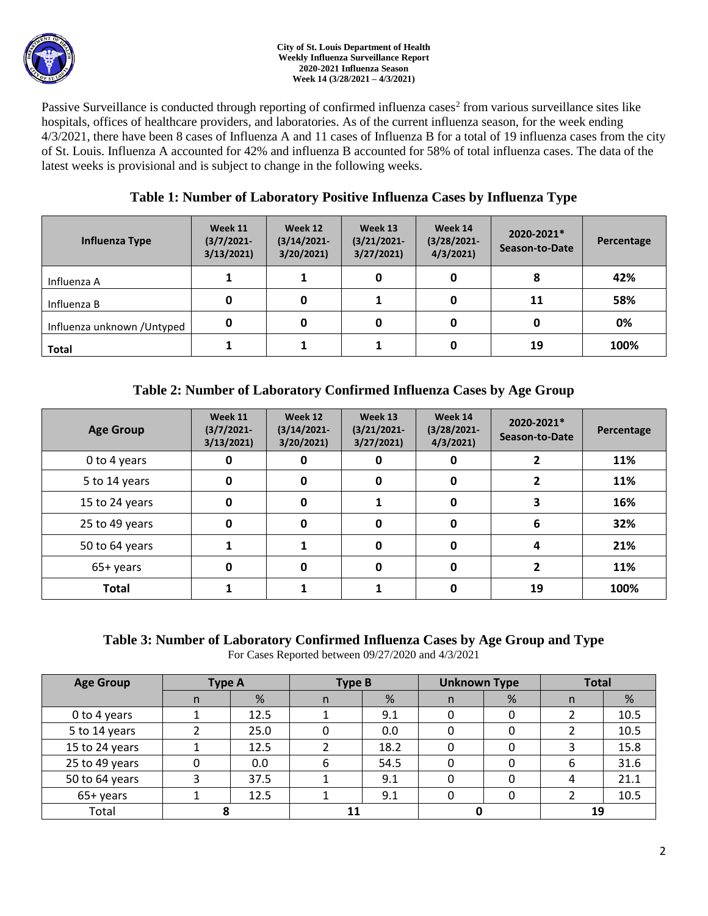City of St. Louis Department of Health
Weekly Influenza Surveillance Report
2020-2021 Influenza Season
Week 14 (3/28/2021 – 4/3/2021)

Passive Surveillance is conducted through reporting of confirmed influenza cases[2] from various surveillance sites like hospitals, offices of healthcare providers, and laboratories. As of the current influenza season, for the week ending 4/3/2021, there have been 8 cases of Influenza A and 11 cases of Influenza B for a total of 19 influenza cases from the city of St. Louis. Influenza A accounted for 42% and influenza B accounted for 58% of total influenza cases. The data of the latest weeks is provisional and is subject to change in the following weeks.

## Table 1: Number of Laboratory Positive Influenza Cases by Influenza Type

| Influenza Type | Week 11 (3/7/2021-3/13/2021) | Week 12 (3/14/2021-3/20/2021) | Week 13 (3/21/2021-3/27/2021) | Week 14 (3/28/2021-4/3/2021) | 2020-2021* Season-to-Date | Percentage |
|---|---|---|---|---|---|---|
| Influenza A | 1 | 1 | 0 | 0 | 8 | 42% |
| Influenza B | 0 | 0 | 1 | 0 | 11 | 58% |
| Influenza unknown /Untyped | 0 | 0 | 0 | 0 | 0 | 0% |
| **Total** | 1 | 1 | 1 | 0 | 19 | 100% |

## Table 2: Number of Laboratory Confirmed Influenza Cases by Age Group

| Age Group | Week 11 (3/7/2021-3/13/2021) | Week 12 (3/14/2021-3/20/2021) | Week 13 (3/21/2021-3/27/2021) | Week 14 (3/28/2021-4/3/2021) | 2020-2021* Season-to-Date | Percentage |
|---|---|---|---|---|---|---|
| 0 to 4 years | 0 | 0 | 0 | 0 | 2 | 11% |
| 5 to 14 years | 0 | 0 | 0 | 0 | 2 | 11% |
| 15 to 24 years | 0 | 0 | 1 | 0 | 3 | 16% |
| 25 to 49 years | 0 | 0 | 0 | 0 | 6 | 32% |
| 50 to 64 years | 1 | 1 | 0 | 0 | 4 | 21% |
| 65+ years | 0 | 0 | 0 | 0 | 2 | 11% |
| **Total** | 1 | 1 | 1 | 0 | 19 | 100% |

## Table 3: Number of Laboratory Confirmed Influenza Cases by Age Group and Type

For Cases Reported between 09/27/2020 and 4/3/2021

| Age Group | Type A | | Type B | | Unknown Type | | Total | |
|---|---|---|---|---|---|---|---|---|
| | n | % | n | % | n | % | n | % |
| 0 to 4 years | 1 | 12.5 | 1 | 9.1 | 0 | 0 | 2 | 10.5 |
| 5 to 14 years | 2 | 25.0 | 0 | 0.0 | 0 | 0 | 2 | 10.5 |
| 15 to 24 years | 1 | 12.5 | 2 | 18.2 | 0 | 0 | 3 | 15.8 |
| 25 to 49 years | 0 | 0.0 | 6 | 54.5 | 0 | 0 | 6 | 31.6 |
| 50 to 64 years | 3 | 37.5 | 1 | 9.1 | 0 | 0 | 4 | 21.1 |
| 65+ years | 1 | 12.5 | 1 | 9.1 | 0 | 0 | 2 | 10.5 |
| Total | 8 | | 11 | | 0 | | 19 | |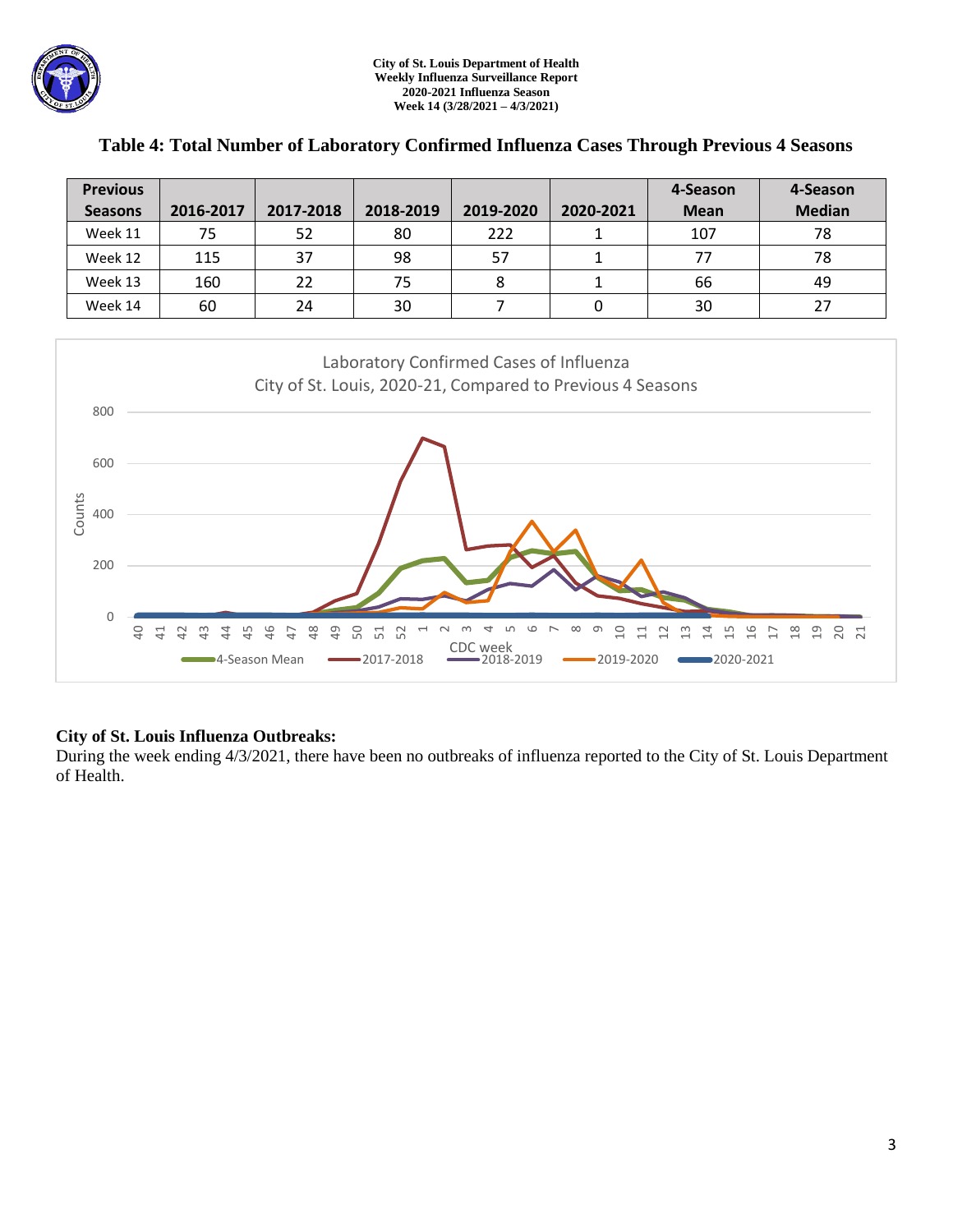## Table 4: Total Number of Laboratory Confirmed Influenza Cases Through Previous 4 Seasons

| Previous Seasons | 2016-2017 | 2017-2018 | 2018-2019 | 2019-2020 | 2020-2021 | 4-Season Mean | 4-Season Median |
|---|---|---|---|---|---|---|---|
| Week 11 | 75 | 52 | 80 | 222 | 1 | 107 | 78 |
| Week 12 | 115 | 37 | 98 | 57 | 1 | 77 | 78 |
| Week 13 | 160 | 22 | 75 | 8 | 1 | 66 | 49 |
| Week 14 | 60 | 24 | 30 | 7 | 0 | 30 | 27 |

**City of St. Louis Influenza Outbreaks:**

During the week ending 4/3/2021, there have been no outbreaks of influenza reported to the City of St. Louis Department of Health.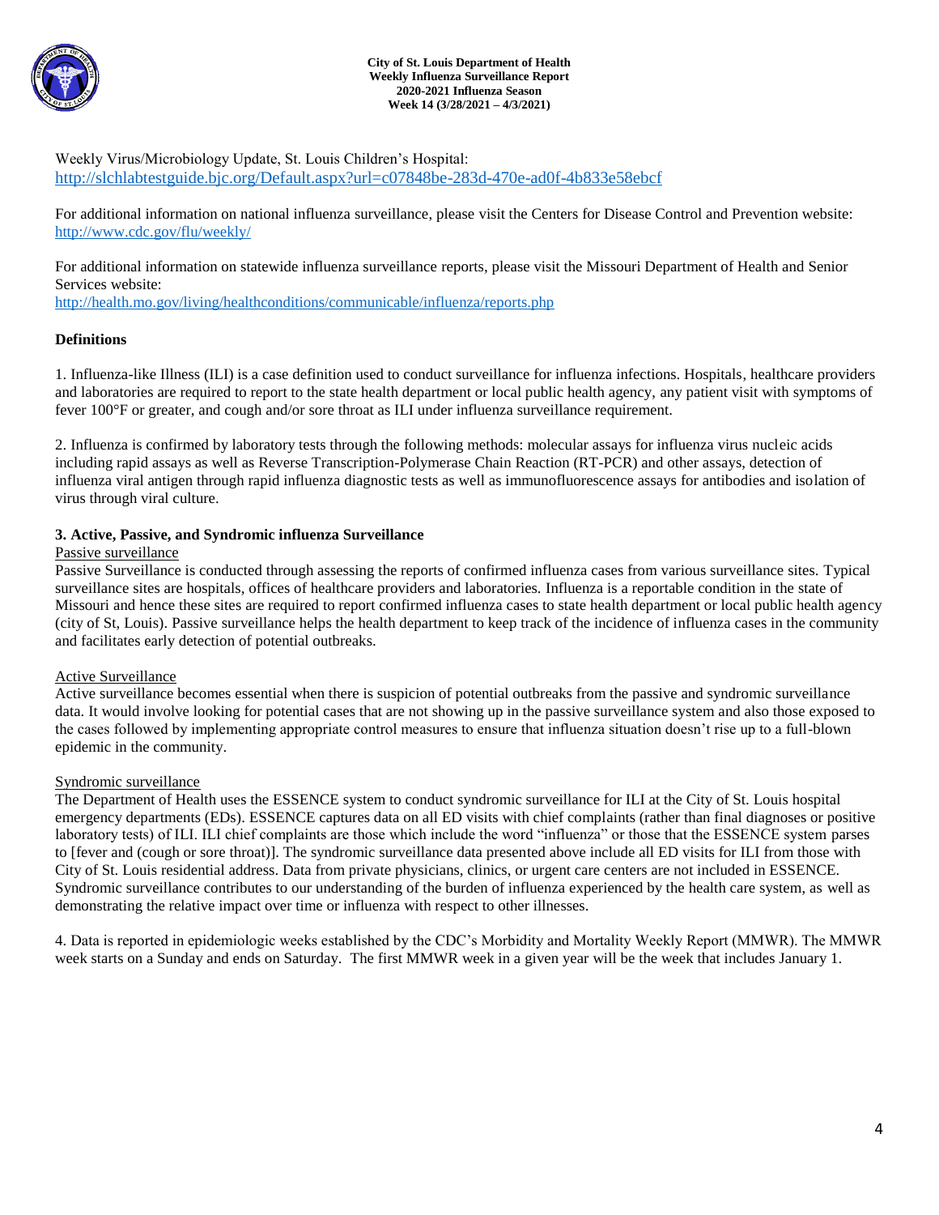Weekly Virus/Microbiology Update, St. Louis Children's Hospital:
http://slchlabtestguide.bjc.org/Default.aspx?url=c07848be-283d-470e-ad0f-4b833e58ebcf

For additional information on national influenza surveillance, please visit the Centers for Disease Control and Prevention website: http://www.cdc.gov/flu/weekly/

For additional information on statewide influenza surveillance reports, please visit the Missouri Department of Health and Senior Services website:
http://health.mo.gov/living/healthconditions/communicable/influenza/reports.php

## Definitions

1. Influenza-like Illness (ILI) is a case definition used to conduct surveillance for influenza infections. Hospitals, healthcare providers and laboratories are required to report to the state health department or local public health agency, any patient visit with symptoms of fever 100°F or greater, and cough and/or sore throat as ILI under influenza surveillance requirement.

2. Influenza is confirmed by laboratory tests through the following methods: molecular assays for influenza virus nucleic acids including rapid assays as well as Reverse Transcription-Polymerase Chain Reaction (RT-PCR) and other assays, detection of influenza viral antigen through rapid influenza diagnostic tests as well as immunofluorescence assays for antibodies and isolation of virus through viral culture.

**3. Active, Passive, and Syndromic influenza Surveillance**

Passive surveillance

Passive Surveillance is conducted through assessing the reports of confirmed influenza cases from various surveillance sites. Typical surveillance sites are hospitals, offices of healthcare providers and laboratories. Influenza is a reportable condition in the state of Missouri and hence these sites are required to report confirmed influenza cases to state health department or local public health agency (city of St, Louis). Passive surveillance helps the health department to keep track of the incidence of influenza cases in the community and facilitates early detection of potential outbreaks.

Active Surveillance

Active surveillance becomes essential when there is suspicion of potential outbreaks from the passive and syndromic surveillance data. It would involve looking for potential cases that are not showing up in the passive surveillance system and also those exposed to the cases followed by implementing appropriate control measures to ensure that influenza situation doesn't rise up to a full-blown epidemic in the community.

Syndromic surveillance

The Department of Health uses the ESSENCE system to conduct syndromic surveillance for ILI at the City of St. Louis hospital emergency departments (EDs). ESSENCE captures data on all ED visits with chief complaints (rather than final diagnoses or positive laboratory tests) of ILI. ILI chief complaints are those which include the word "influenza" or those that the ESSENCE system parses to [fever and (cough or sore throat)]. The syndromic surveillance data presented above include all ED visits for ILI from those with City of St. Louis residential address. Data from private physicians, clinics, or urgent care centers are not included in ESSENCE. Syndromic surveillance contributes to our understanding of the burden of influenza experienced by the health care system, as well as demonstrating the relative impact over time or influenza with respect to other illnesses.

4. Data is reported in epidemiologic weeks established by the CDC's Morbidity and Mortality Weekly Report (MMWR). The MMWR week starts on a Sunday and ends on Saturday. The first MMWR week in a given year will be the week that includes January 1.